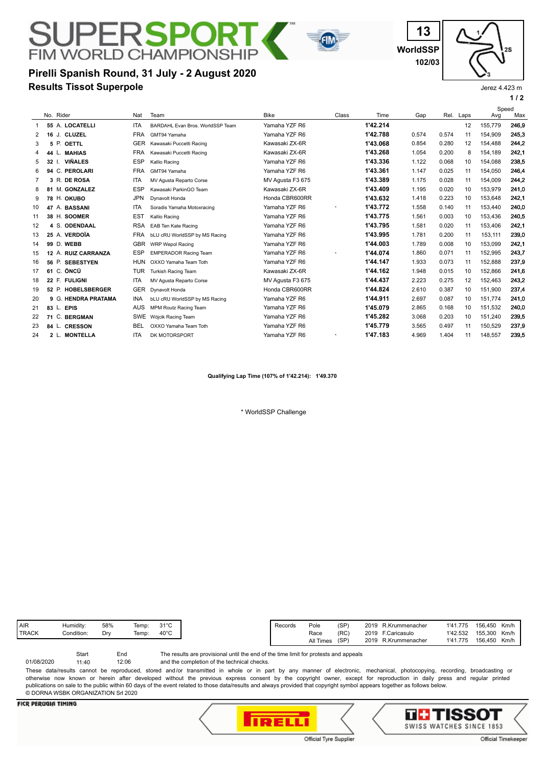# SUPERSPORT FIM WORLD CHAMPIONSHIP

13
WorldSSP
102/03

## Pirelli Spanish Round, 31 July - 2 August 2020

## Results Tissot Superpole

Jerez 4.423 m

| | No. | Rider | Nat | Team | Bike | Class | Time | Gap | Rel. | Laps | Speed Avg | Speed Max |
|---|---|---|---|---|---|---|---|---|---|---|---|---|
| 1 | 55 | A. **LOCATELLI** | ITA | BARDAHL Evan Bros. WorldSSP Team | Yamaha YZF R6 | | **1'42.214** | | | 12 | 155,779 | **246,9** |
| 2 | 16 | J. **CLUZEL** | FRA | GMT94 Yamaha | Yamaha YZF R6 | | **1'42.788** | 0.574 | 0.574 | 11 | 154,909 | **245,3** |
| 3 | 5 | P. **OETTL** | GER | Kawasaki Puccetti Racing | Kawasaki ZX-6R | | **1'43.068** | 0.854 | 0.280 | 12 | 154,488 | **244,2** |
| 4 | 44 | L. **MAHIAS** | FRA | Kawasaki Puccetti Racing | Kawasaki ZX-6R | | **1'43.268** | 1.054 | 0.200 | 8 | 154,189 | **242,1** |
| 5 | 32 | I. **VIÑALES** | ESP | Kallio Racing | Yamaha YZF R6 | | **1'43.336** | 1.122 | 0.068 | 10 | 154,088 | **238,5** |
| 6 | 94 | C. **PEROLARI** | FRA | GMT94 Yamaha | Yamaha YZF R6 | | **1'43.361** | 1.147 | 0.025 | 11 | 154,050 | **246,4** |
| 7 | 3 | R. **DE ROSA** | ITA | MV Agusta Reparto Corse | MV Agusta F3 675 | | **1'43.389** | 1.175 | 0.028 | 11 | 154,009 | **244,2** |
| 8 | 81 | M. **GONZALEZ** | ESP | Kawasaki ParkinGO Team | Kawasaki ZX-6R | | **1'43.409** | 1.195 | 0.020 | 10 | 153,979 | **241,0** |
| 9 | 78 | H. **OKUBO** | JPN | Dynavolt Honda | Honda CBR600RR | | **1'43.632** | 1.418 | 0.223 | 10 | 153,648 | **242,1** |
| 10 | 47 | A. **BASSANI** | ITA | Soradis Yamaha Motoxracing | Yamaha YZF R6 | * | **1'43.772** | 1.558 | 0.140 | 11 | 153,440 | **240,0** |
| 11 | 38 | H. **SOOMER** | EST | Kallio Racing | Yamaha YZF R6 | | **1'43.775** | 1.561 | 0.003 | 10 | 153,436 | **240,5** |
| 12 | 4 | S. **ODENDAAL** | RSA | EAB Ten Kate Racing | Yamaha YZF R6 | | **1'43.795** | 1.581 | 0.020 | 11 | 153,406 | **242,1** |
| 13 | 25 | A. **VERDOÏA** | FRA | bLU cRU WorldSSP by MS Racing | Yamaha YZF R6 | | **1'43.995** | 1.781 | 0.200 | 11 | 153,111 | **239,0** |
| 14 | 99 | D. **WEBB** | GBR | WRP Wepol Racing | Yamaha YZF R6 | | **1'44.003** | 1.789 | 0.008 | 10 | 153,099 | **242,1** |
| 15 | 12 | A. **RUIZ CARRANZA** | ESP | EMPERADOR Racing Team | Yamaha YZF R6 | * | **1'44.074** | 1.860 | 0.071 | 11 | 152,995 | **243,7** |
| 16 | 56 | P. **SEBESTYEN** | HUN | OXXO Yamaha Team Toth | Yamaha YZF R6 | | **1'44.147** | 1.933 | 0.073 | 11 | 152,888 | **237,9** |
| 17 | 61 | C. **ÖNCÜ** | TUR | Turkish Racing Team | Kawasaki ZX-6R | | **1'44.162** | 1.948 | 0.015 | 10 | 152,866 | **241,6** |
| 18 | 22 | F. **FULIGNI** | ITA | MV Agusta Reparto Corse | MV Agusta F3 675 | | **1'44.437** | 2.223 | 0.275 | 12 | 152,463 | **243,2** |
| 19 | 52 | P. **HOBELSBERGER** | GER | Dynavolt Honda | Honda CBR600RR | | **1'44.824** | 2.610 | 0.387 | 10 | 151,900 | **237,4** |
| 20 | 9 | G. **HENDRA PRATAMA** | INA | bLU cRU WorldSSP by MS Racing | Yamaha YZF R6 | | **1'44.911** | 2.697 | 0.087 | 10 | 151,774 | **241,0** |
| 21 | 83 | L. **EPIS** | AUS | MPM Routz Racing Team | Yamaha YZF R6 | | **1'45.079** | 2.865 | 0.168 | 10 | 151,532 | **240,0** |
| 22 | 71 | C. **BERGMAN** | SWE | Wójcik Racing Team | Yamaha YZF R6 | | **1'45.282** | 3.068 | 0.203 | 10 | 151,240 | **239,5** |
| 23 | 84 | L. **CRESSON** | BEL | OXXO Yamaha Team Toth | Yamaha YZF R6 | | **1'45.779** | 3.565 | 0.497 | 11 | 150,529 | **237,9** |
| 24 | 2 | L. **MONTELLA** | ITA | DK MOTORSPORT | Yamaha YZF R6 | * | **1'47.183** | 4.969 | 1.404 | 11 | 148,557 | **239,5** |

**Qualifying Lap Time (107% of 1'42.214): 1'49.370**

\* WorldSSP Challenge

| | | | | |
|---|---|---|---|---|
| AIR | Humidity: | 58% | Temp: | 31°C |
| TRACK | Condition: | Dry | Temp: | 40°C |

| Records | | | | | | | |
|---|---|---|---|---|---|---|---|
| | Pole | (SP) | 2019 | R.Krummenacher | 1'41.775 | 156,450 | Km/h |
| | Race | (RC) | 2019 | F.Caricasulo | 1'42.532 | 155,300 | Km/h |
| | All Times | (SP) | 2019 | R.Krummenacher | 1'41.775 | 156,450 | Km/h |

| | Start | End |
|---|---|---|
| 01/08/2020 | 11:40 | 12:06 |

The results are provisional until the end of the time limit for protests and appeals and the completion of the technical checks.

These data/results cannot be reproduced, stored and/or transmitted in whole or in part by any manner of electronic, mechanical, photocopying, recording, broadcasting or otherwise now known or herein after developed without the previous express consent by the copyright owner, except for reproduction in daily press and regular printed publications on sale to the public within 60 days of the event related to those data/results and always provided that copyright symbol appears together as follows below.
© DORNA WSBK ORGANIZATION Srl 2020

FICR PERUGIA TIMING

PIRELLI Official Tyre Supplier

TISSOT SWISS WATCHES SINCE 1853 Official Timekeeper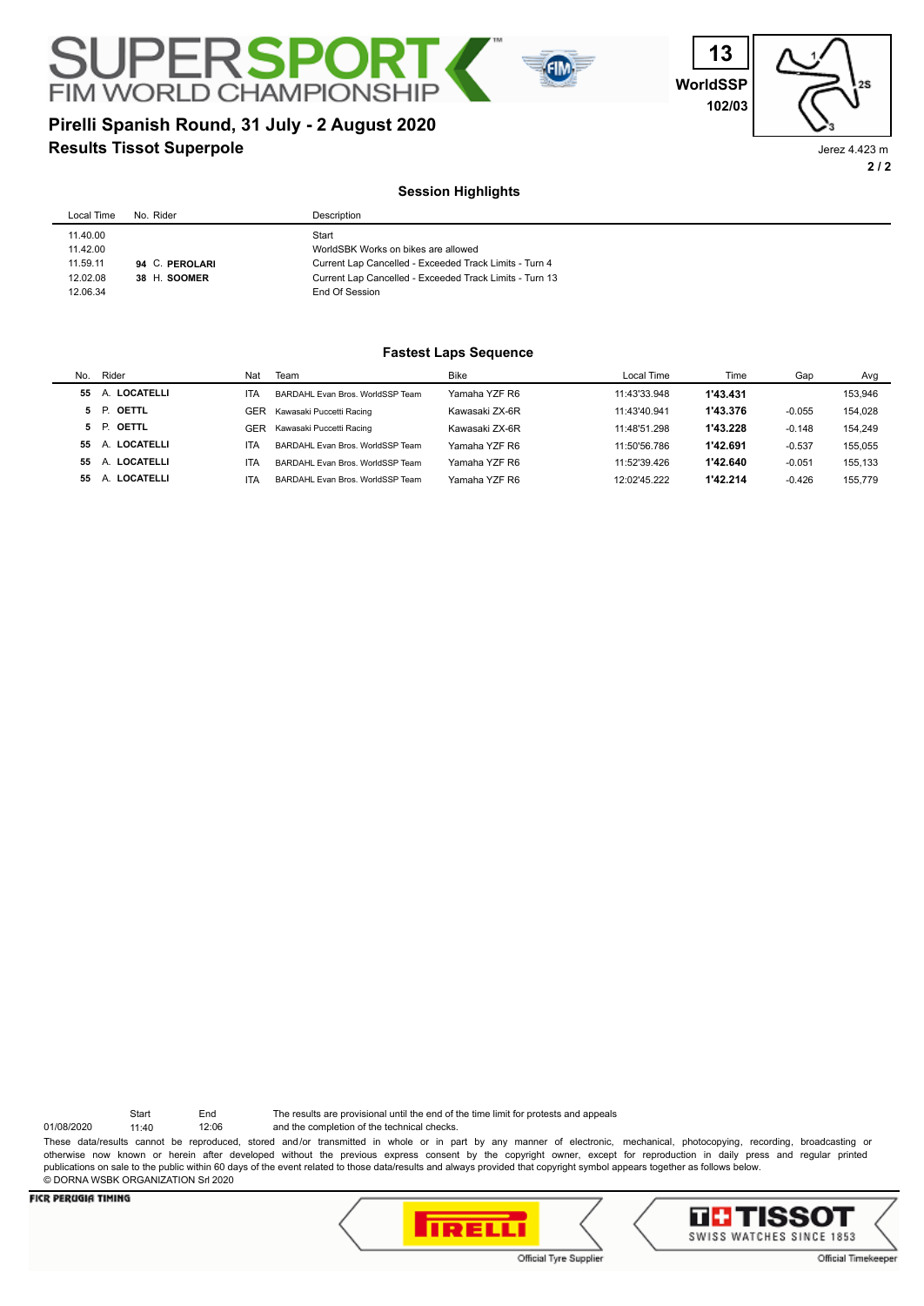# SUPERSPORT FIM WORLD CHAMPIONSHIP

13
WorldSSP
102/03

## Pirelli Spanish Round, 31 July - 2 August 2020

## Results Tissot Superpole

Jerez 4.423 m

### Session Highlights

| Local Time | No. Rider | Description |
|---|---|---|
| 11.40.00 | | Start |
| 11.42.00 | | WorldSBK Works on bikes are allowed |
| 11.59.11 | **94** C. **PEROLARI** | Current Lap Cancelled - Exceeded Track Limits - Turn 4 |
| 12.02.08 | **38** H. **SOOMER** | Current Lap Cancelled - Exceeded Track Limits - Turn 13 |
| 12.06.34 | | End Of Session |

### Fastest Laps Sequence

| No. | Rider | Nat | Team | Bike | Local Time | Time | Gap | Avg |
|---|---|---|---|---|---|---|---|---|
| **55** | A. **LOCATELLI** | ITA | BARDAHL Evan Bros. WorldSSP Team | Yamaha YZF R6 | 11:43'33.948 | **1'43.431** | | 153,946 |
| **5** | P. **OETTL** | GER | Kawasaki Puccetti Racing | Kawasaki ZX-6R | 11:43'40.941 | **1'43.376** | -0.055 | 154,028 |
| **5** | P. **OETTL** | GER | Kawasaki Puccetti Racing | Kawasaki ZX-6R | 11:48'51.298 | **1'43.228** | -0.148 | 154,249 |
| **55** | A. **LOCATELLI** | ITA | BARDAHL Evan Bros. WorldSSP Team | Yamaha YZF R6 | 11:50'56.786 | **1'42.691** | -0.537 | 155,055 |
| **55** | A. **LOCATELLI** | ITA | BARDAHL Evan Bros. WorldSSP Team | Yamaha YZF R6 | 11:52'39.426 | **1'42.640** | -0.051 | 155,133 |
| **55** | A. **LOCATELLI** | ITA | BARDAHL Evan Bros. WorldSSP Team | Yamaha YZF R6 | 12:02'45.222 | **1'42.214** | -0.426 | 155,779 |

| | Start | End | |
|---|---|---|---|
| 01/08/2020 | 11:40 | 12:06 | The results are provisional until the end of the time limit for protests and appeals and the completion of the technical checks. |

These data/results cannot be reproduced, stored and/or transmitted in whole or in part by any manner of electronic, mechanical, photocopying, recording, broadcasting or otherwise now known or herein after developed without the previous express consent by the copyright owner, except for reproduction in daily press and regular printed publications on sale to the public within 60 days of the event related to those data/results and always provided that copyright symbol appears together as follows below.
© DORNA WSBK ORGANIZATION Srl 2020

FICR PERUGIA TIMING

Official Tyre Supplier

Official Timekeeper